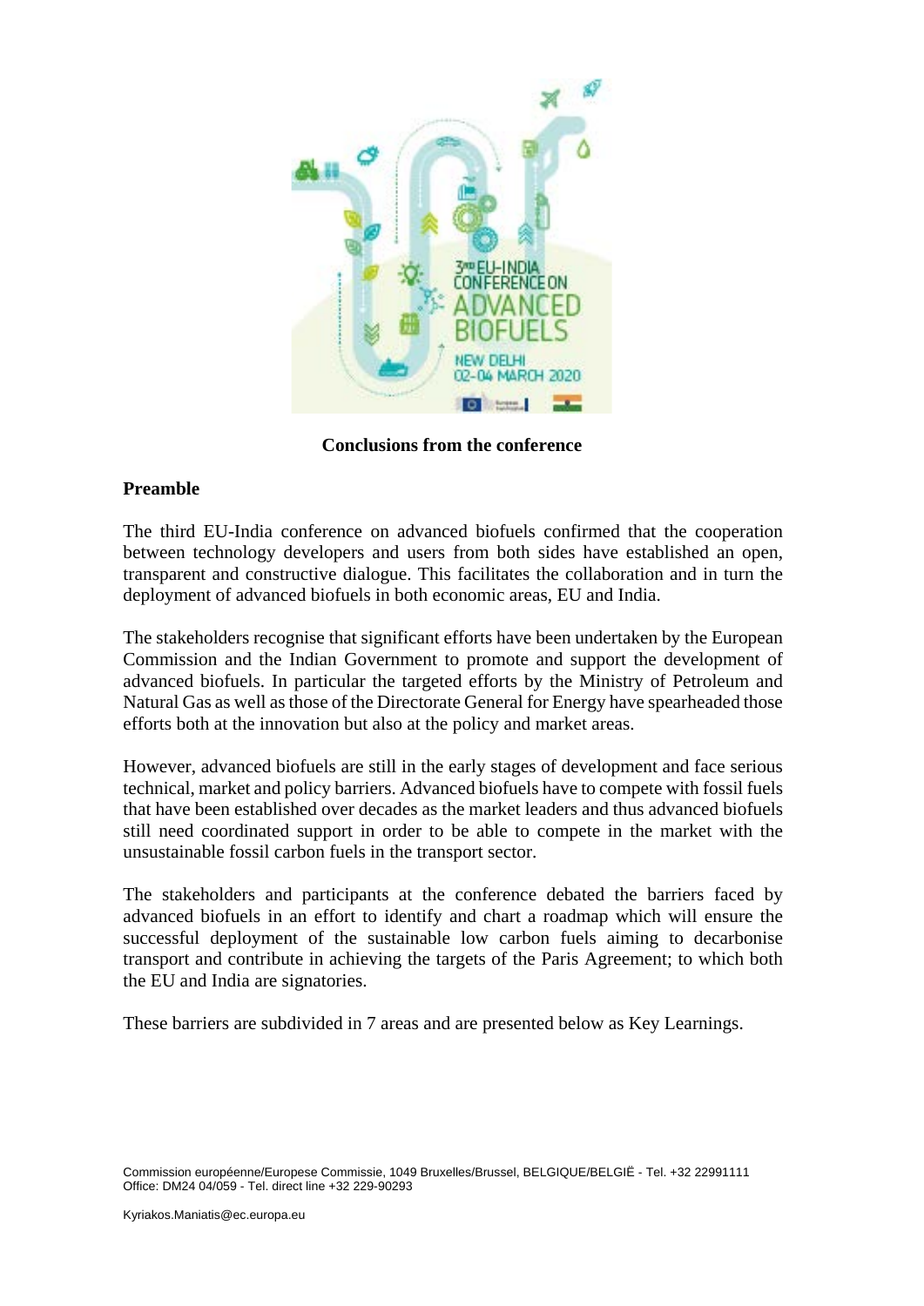**Conclusions from the conference**

## Preamble

The third EU-India conference on advanced biofuels confirmed that the cooperation between technology developers and users from both sides have established an open, transparent and constructive dialogue. This facilitates the collaboration and in turn the deployment of advanced biofuels in both economic areas, EU and India.

The stakeholders recognise that significant efforts have been undertaken by the European Commission and the Indian Government to promote and support the development of advanced biofuels. In particular the targeted efforts by the Ministry of Petroleum and Natural Gas as well as those of the Directorate General for Energy have spearheaded those efforts both at the innovation but also at the policy and market areas.

However, advanced biofuels are still in the early stages of development and face serious technical, market and policy barriers. Advanced biofuels have to compete with fossil fuels that have been established over decades as the market leaders and thus advanced biofuels still need coordinated support in order to be able to compete in the market with the unsustainable fossil carbon fuels in the transport sector.

The stakeholders and participants at the conference debated the barriers faced by advanced biofuels in an effort to identify and chart a roadmap which will ensure the successful deployment of the sustainable low carbon fuels aiming to decarbonise transport and contribute in achieving the targets of the Paris Agreement; to which both the EU and India are signatories.

These barriers are subdivided in 7 areas and are presented below as Key Learnings.

Commission européenne/Europese Commissie, 1049 Bruxelles/Brussel, BELGIQUE/BELGIË - Tel. +32 22991111
Office: DM24 04/059 - Tel. direct line +32 229-90293

Kyriakos.Maniatis@ec.europa.eu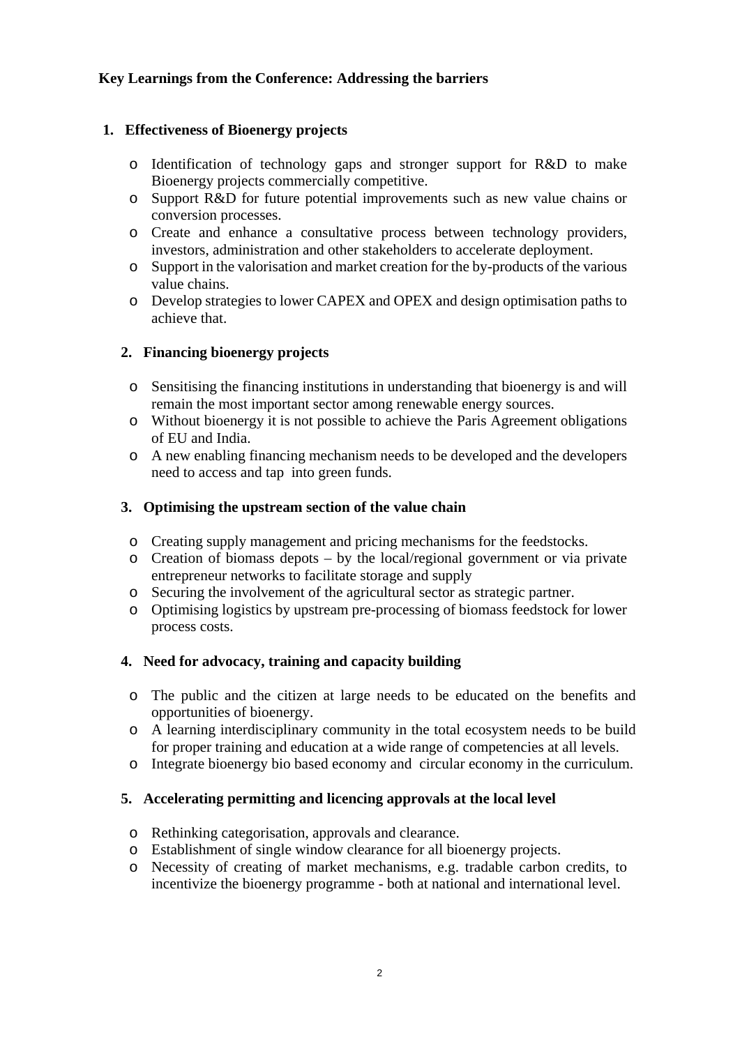**Key Learnings from the Conference: Addressing the barriers**

1. **Effectiveness of Bioenergy projects**

    - Identification of technology gaps and stronger support for R&D to make Bioenergy projects commercially competitive.
    - Support R&D for future potential improvements such as new value chains or conversion processes.
    - Create and enhance a consultative process between technology providers, investors, administration and other stakeholders to accelerate deployment.
    - Support in the valorisation and market creation for the by-products of the various value chains.
    - Develop strategies to lower CAPEX and OPEX and design optimisation paths to achieve that.

2. **Financing bioenergy projects**

    - Sensitising the financing institutions in understanding that bioenergy is and will remain the most important sector among renewable energy sources.
    - Without bioenergy it is not possible to achieve the Paris Agreement obligations of EU and India.
    - A new enabling financing mechanism needs to be developed and the developers need to access and tap into green funds.

3. **Optimising the upstream section of the value chain**

    - Creating supply management and pricing mechanisms for the feedstocks.
    - Creation of biomass depots – by the local/regional government or via private entrepreneur networks to facilitate storage and supply
    - Securing the involvement of the agricultural sector as strategic partner.
    - Optimising logistics by upstream pre-processing of biomass feedstock for lower process costs.

4. **Need for advocacy, training and capacity building**

    - The public and the citizen at large needs to be educated on the benefits and opportunities of bioenergy.
    - A learning interdisciplinary community in the total ecosystem needs to be build for proper training and education at a wide range of competencies at all levels.
    - Integrate bioenergy bio based economy and circular economy in the curriculum.

5. **Accelerating permitting and licencing approvals at the local level**

    - Rethinking categorisation, approvals and clearance.
    - Establishment of single window clearance for all bioenergy projects.
    - Necessity of creating of market mechanisms, e.g. tradable carbon credits, to incentivize the bioenergy programme - both at national and international level.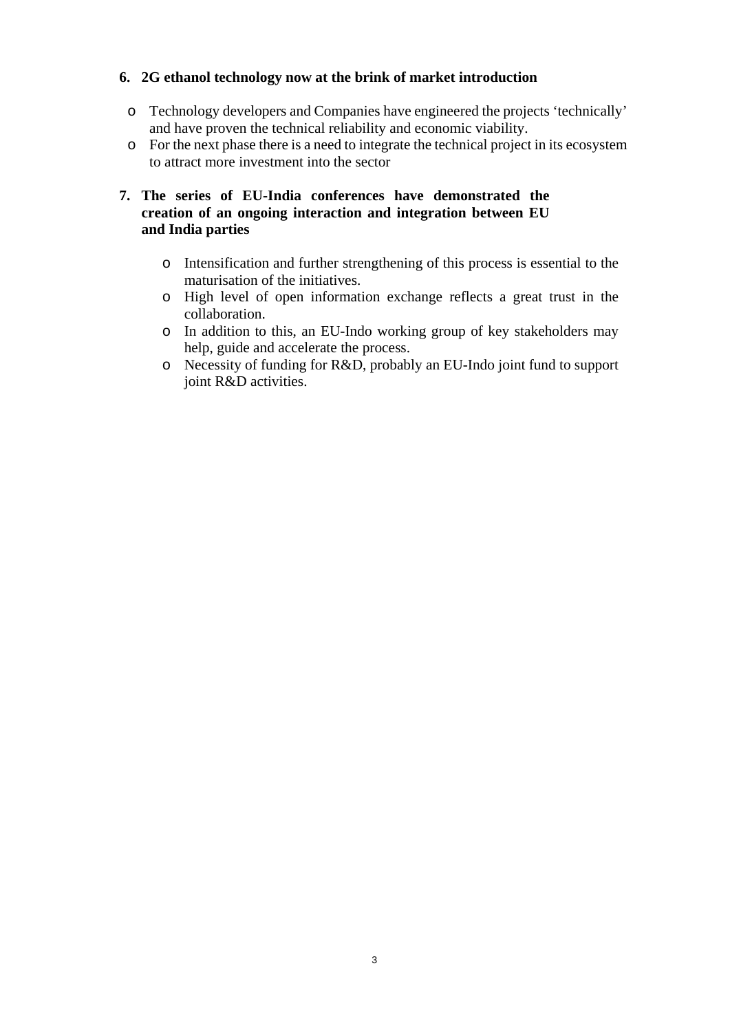6. **2G ethanol technology now at the brink of market introduction**

   - Technology developers and Companies have engineered the projects ‘technically’ and have proven the technical reliability and economic viability.
   - For the next phase there is a need to integrate the technical project in its ecosystem to attract more investment into the sector

7. **The series of EU-India conferences have demonstrated the creation of an ongoing interaction and integration between EU and India parties**

   - Intensification and further strengthening of this process is essential to the maturisation of the initiatives.
   - High level of open information exchange reflects a great trust in the collaboration.
   - In addition to this, an EU-Indo working group of key stakeholders may help, guide and accelerate the process.
   - Necessity of funding for R&D, probably an EU-Indo joint fund to support joint R&D activities.